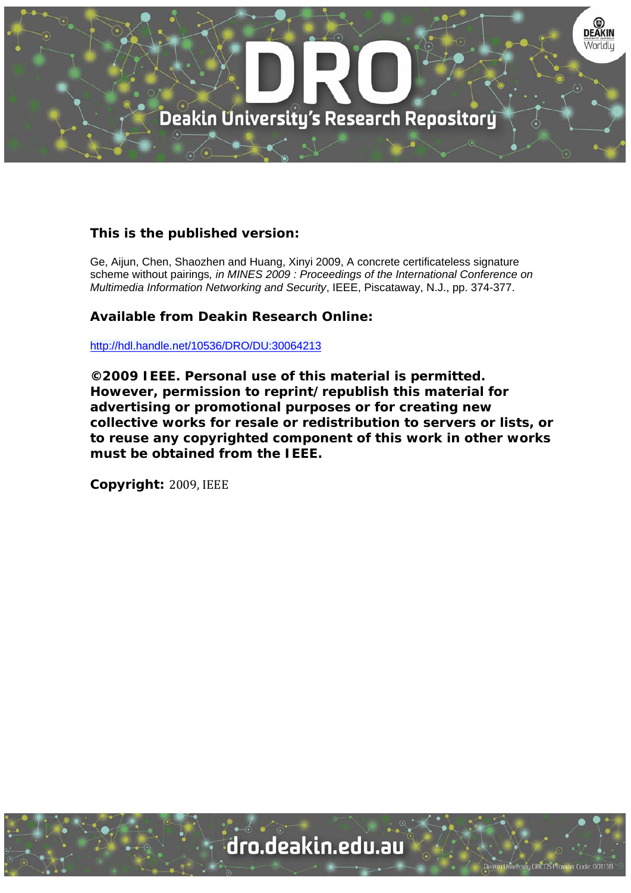**This is the published version:**

Ge, Aijun, Chen, Shaozhen and Huang, Xinyi 2009, A concrete certificateless signature scheme without pairings*, in MINES 2009 : Proceedings of the International Conference on Multimedia Information Networking and Security*, IEEE, Piscataway, N.J., pp. 374-377.

**Available from Deakin Research Online:**

http://hdl.handle.net/10536/DRO/DU:30064213

**©2009 IEEE. Personal use of this material is permitted. However, permission to reprint/republish this material for advertising or promotional purposes or for creating new collective works for resale or redistribution to servers or lists, or to reuse any copyrighted component of this work in other works must be obtained from the IEEE.**

**Copyright:** 2009, IEEE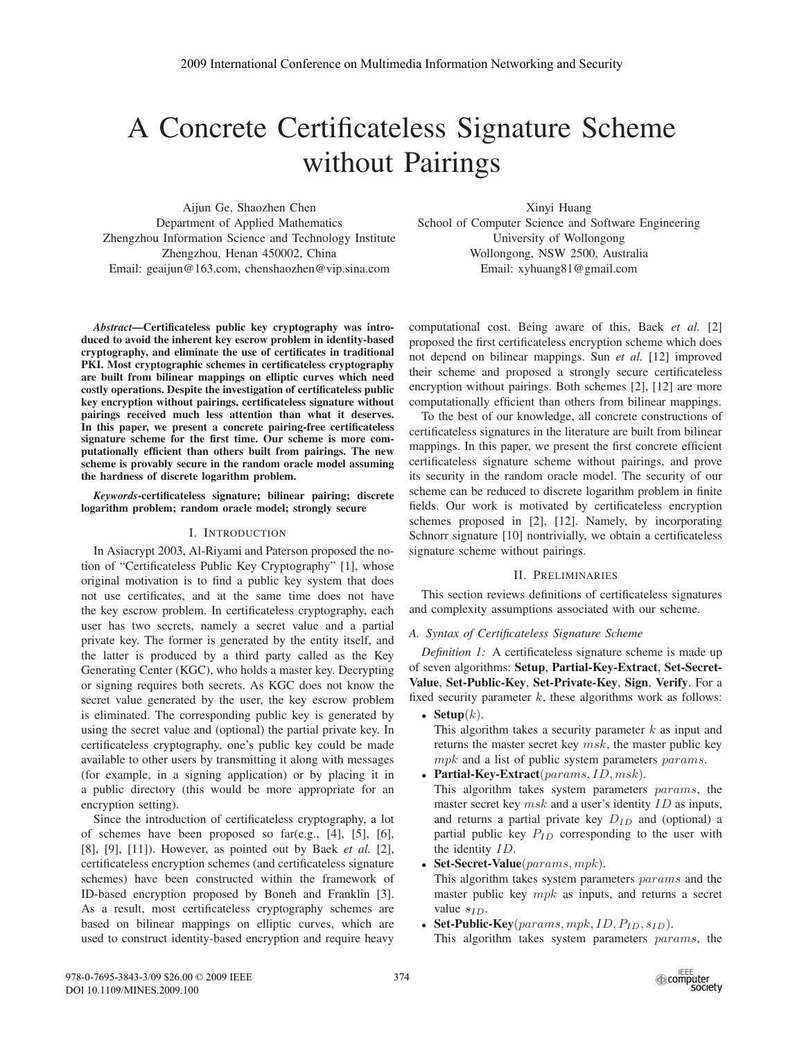# A Concrete Certificateless Signature Scheme without Pairings

Aijun Ge, Shaozhen Chen
Department of Applied Mathematics
Zhengzhou Information Science and Technology Institute
Zhengzhou, Henan 450002, China
Email: geaijun@163.com, chenshaozhen@vip.sina.com

Xinyi Huang
School of Computer Science and Software Engineering
University of Wollongong
Wollongong, NSW 2500, Australia
Email: xyhuang81@gmail.com

***Abstract*—Certificateless public key cryptography was introduced to avoid the inherent key escrow problem in identity-based cryptography, and eliminate the use of certificates in traditional PKI. Most cryptographic schemes in certificateless cryptography are built from bilinear mappings on elliptic curves which need costly operations. Despite the investigation of certificateless public key encryption without pairings, certificateless signature without pairings received much less attention than what it deserves. In this paper, we present a concrete pairing-free certificateless signature scheme for the first time. Our scheme is more computationally efficient than others built from pairings. The new scheme is provably secure in the random oracle model assuming the hardness of discrete logarithm problem.**

***Keywords*-certificateless signature; bilinear pairing; discrete logarithm problem; random oracle model; strongly secure**

## I. Introduction

In Asiacrypt 2003, Al-Riyami and Paterson proposed the notion of "Certificateless Public Key Cryptography" [1], whose original motivation is to find a public key system that does not use certificates, and at the same time does not have the key escrow problem. In certificateless cryptography, each user has two secrets, namely a secret value and a partial private key. The former is generated by the entity itself, and the latter is produced by a third party called as the Key Generating Center (KGC), who holds a master key. Decrypting or signing requires both secrets. As KGC does not know the secret value generated by the user, the key escrow problem is eliminated. The corresponding public key is generated by using the secret value and (optional) the partial private key. In certificateless cryptography, one's public key could be made available to other users by transmitting it along with messages (for example, in a signing application) or by placing it in a public directory (this would be more appropriate for an encryption setting).

Since the introduction of certificateless cryptography, a lot of schemes have been proposed so far(e.g., [4], [5], [6], [8], [9], [11]). However, as pointed out by Baek *et al.* [2], certificateless encryption schemes (and certificateless signature schemes) have been constructed within the framework of ID-based encryption proposed by Boneh and Franklin [3]. As a result, most certificateless cryptography schemes are based on bilinear mappings on elliptic curves, which are used to construct identity-based encryption and require heavy computational cost. Being aware of this, Baek *et al.* [2] proposed the first certificateless encryption scheme which does not depend on bilinear mappings. Sun *et al.* [12] improved their scheme and proposed a strongly secure certificateless encryption without pairings. Both schemes [2], [12] are more computationally efficient than others from bilinear mappings.

To the best of our knowledge, all concrete constructions of certificateless signatures in the literature are built from bilinear mappings. In this paper, we present the first concrete efficient certificateless signature scheme without pairings, and prove its security in the random oracle model. The security of our scheme can be reduced to discrete logarithm problem in finite fields. Our work is motivated by certificateless encryption schemes proposed in [2], [12]. Namely, by incorporating Schnorr signature [10] nontrivially, we obtain a certificateless signature scheme without pairings.

## II. Preliminaries

This section reviews definitions of certificateless signatures and complexity assumptions associated with our scheme.

### A. Syntax of Certificateless Signature Scheme

*Definition 1:* A certificateless signature scheme is made up of seven algorithms: **Setup**, **Partial-Key-Extract**, **Set-Secret-Value**, **Set-Public-Key**, **Set-Private-Key**, **Sign**, **Verify**. For a fixed security parameter $k$, these algorithms work as follows:

- **Setup**($k$).
  This algorithm takes a security parameter $k$ as input and returns the master secret key $msk$, the master public key $mpk$ and a list of public system parameters $params$.
- **Partial-Key-Extract**($params, ID, msk$).
  This algorithm takes system parameters $params$, the master secret key $msk$ and a user's identity $ID$ as inputs, and returns a partial private key $D_{ID}$ and (optional) a partial public key $P_{ID}$ corresponding to the user with the identity $ID$.
- **Set-Secret-Value**($params, mpk$).
  This algorithm takes system parameters $params$ and the master public key $mpk$ as inputs, and returns a secret value $s_{ID}$.
- **Set-Public-Key**($params, mpk, ID, P_{ID}, s_{ID}$).
  This algorithm takes system parameters $params$, the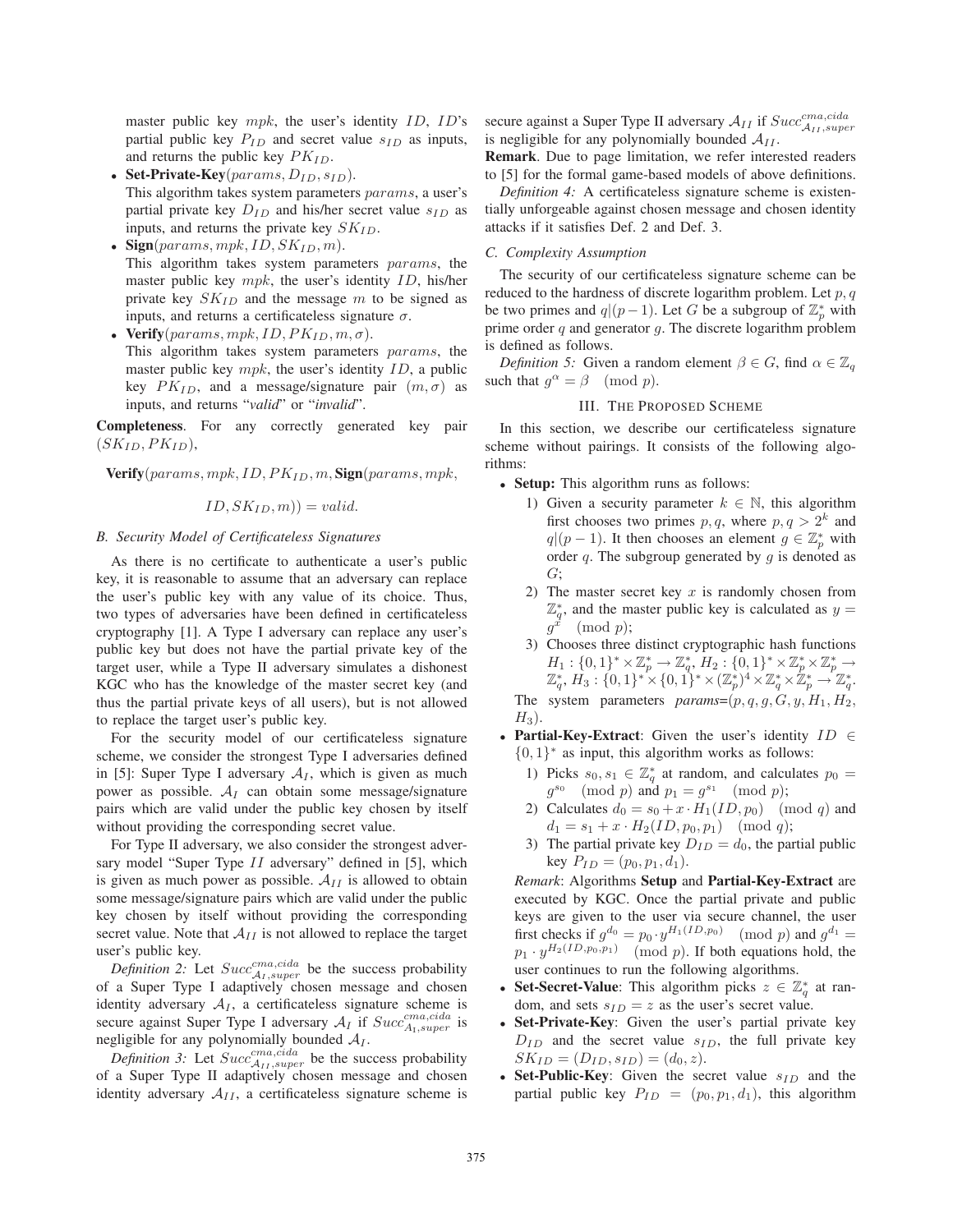master public key $mpk$, the user's identity $ID$, $ID$'s partial public key $P_{ID}$ and secret value $s_{ID}$ as inputs, and returns the public key $PK_{ID}$.

- **Set-Private-Key**$(params, D_{ID}, s_{ID})$.
  This algorithm takes system parameters $params$, a user's partial private key $D_{ID}$ and his/her secret value $s_{ID}$ as inputs, and returns the private key $SK_{ID}$.
- **Sign**$(params, mpk, ID, SK_{ID}, m)$.
  This algorithm takes system parameters $params$, the master public key $mpk$, the user's identity $ID$, his/her private key $SK_{ID}$ and the message $m$ to be signed as inputs, and returns a certificateless signature $\sigma$.
- **Verify**$(params, mpk, ID, PK_{ID}, m, \sigma)$.
  This algorithm takes system parameters $params$, the master public key $mpk$, the user's identity $ID$, a public key $PK_{ID}$, and a message/signature pair $(m, \sigma)$ as inputs, and returns "*valid*" or "*invalid*".

**Completeness**. For any correctly generated key pair $(SK_{ID}, PK_{ID})$,

$$\textbf{Verify}(params, mpk, ID, PK_{ID}, m, \textbf{Sign}(params, mpk, ID, SK_{ID}, m)) = valid.$$

### B. Security Model of Certificateless Signatures

As there is no certificate to authenticate a user's public key, it is reasonable to assume that an adversary can replace the user's public key with any value of its choice. Thus, two types of adversaries have been defined in certificateless cryptography [1]. A Type I adversary can replace any user's public key but does not have the partial private key of the target user, while a Type II adversary simulates a dishonest KGC who has the knowledge of the master secret key (and thus the partial private keys of all users), but is not allowed to replace the target user's public key.

For the security model of our certificateless signature scheme, we consider the strongest Type I adversaries defined in [5]: Super Type I adversary $\mathcal{A}_I$, which is given as much power as possible. $\mathcal{A}_I$ can obtain some message/signature pairs which are valid under the public key chosen by itself without providing the corresponding secret value.

For Type II adversary, we also consider the strongest adversary model "Super Type $II$ adversary" defined in [5], which is given as much power as possible. $\mathcal{A}_{II}$ is allowed to obtain some message/signature pairs which are valid under the public key chosen by itself without providing the corresponding secret value. Note that $\mathcal{A}_{II}$ is not allowed to replace the target user's public key.

*Definition 2:* Let $Succ^{cma,cida}_{\mathcal{A}_I,super}$ be the success probability of a Super Type I adaptively chosen message and chosen identity adversary $\mathcal{A}_I$, a certificateless signature scheme is secure against Super Type I adversary $\mathcal{A}_I$ if $Succ^{cma,cida}_{\mathcal{A}_I,super}$ is negligible for any polynomially bounded $\mathcal{A}_I$.

*Definition 3:* Let $Succ^{cma,cida}_{\mathcal{A}_{II},super}$ be the success probability of a Super Type II adaptively chosen message and chosen identity adversary $\mathcal{A}_{II}$, a certificateless signature scheme is secure against a Super Type II adversary $\mathcal{A}_{II}$ if $Succ^{cma,cida}_{\mathcal{A}_{II},super}$ is negligible for any polynomially bounded $\mathcal{A}_{II}$.

**Remark**. Due to page limitation, we refer interested readers to [5] for the formal game-based models of above definitions.

*Definition 4:* A certificateless signature scheme is existentially unforgeable against chosen message and chosen identity attacks if it satisfies Def. 2 and Def. 3.

### C. Complexity Assumption

The security of our certificateless signature scheme can be reduced to the hardness of discrete logarithm problem. Let $p, q$ be two primes and $q|(p-1)$. Let $G$ be a subgroup of $\mathbb{Z}_p^*$ with prime order $q$ and generator $g$. The discrete logarithm problem is defined as follows.

*Definition 5:* Given a random element $\beta \in G$, find $\alpha \in \mathbb{Z}_q$ such that $g^{\alpha} = \beta \pmod p$.

## III. The Proposed Scheme

In this section, we describe our certificateless signature scheme without pairings. It consists of the following algorithms:

- **Setup:** This algorithm runs as follows:
  1) Given a security parameter $k \in \mathbb{N}$, this algorithm first chooses two primes $p, q$, where $p, q > 2^k$ and $q|(p-1)$. It then chooses an element $g \in \mathbb{Z}_p^*$ with order $q$. The subgroup generated by $g$ is denoted as $G$;
  2) The master secret key $x$ is randomly chosen from $\mathbb{Z}_q^*$, and the master public key is calculated as $y = g^x \pmod p$;
  3) Chooses three distinct cryptographic hash functions $H_1 : \{0,1\}^* \times \mathbb{Z}_p^* \rightarrow \mathbb{Z}_q^*$, $H_2 : \{0,1\}^* \times \mathbb{Z}_p^* \times \mathbb{Z}_p^* \rightarrow \mathbb{Z}_q^*$, $H_3 : \{0,1\}^* \times \{0,1\}^* \times (\mathbb{Z}_p^*)^4 \times \mathbb{Z}_q^* \times \mathbb{Z}_p^* \rightarrow \mathbb{Z}_q^*$.

  The system parameters *params*=$(p, q, g, G, y, H_1, H_2, H_3)$.
- **Partial-Key-Extract**: Given the user's identity $ID \in \{0,1\}^*$ as input, this algorithm works as follows:
  1) Picks $s_0, s_1 \in \mathbb{Z}_q^*$ at random, and calculates $p_0 = g^{s_0} \pmod p$ and $p_1 = g^{s_1} \pmod p$;
  2) Calculates $d_0 = s_0 + x \cdot H_1(ID, p_0) \pmod q$ and $d_1 = s_1 + x \cdot H_2(ID, p_0, p_1) \pmod q$;
  3) The partial private key $D_{ID} = d_0$, the partial public key $P_{ID} = (p_0, p_1, d_1)$.

  *Remark*: Algorithms **Setup** and **Partial-Key-Extract** are executed by KGC. Once the partial private and public keys are given to the user via secure channel, the user first checks if $g^{d_0} = p_0 \cdot y^{H_1(ID,p_0)} \pmod p$ and $g^{d_1} = p_1 \cdot y^{H_2(ID,p_0,p_1)} \pmod p$. If both equations hold, the user continues to run the following algorithms.
- **Set-Secret-Value**: This algorithm picks $z \in \mathbb{Z}_q^*$ at random, and sets $s_{ID} = z$ as the user's secret value.
- **Set-Private-Key**: Given the user's partial private key $D_{ID}$ and the secret value $s_{ID}$, the full private key $SK_{ID} = (D_{ID}, s_{ID}) = (d_0, z)$.
- **Set-Public-Key**: Given the secret value $s_{ID}$ and the partial public key $P_{ID} = (p_0, p_1, d_1)$, this algorithm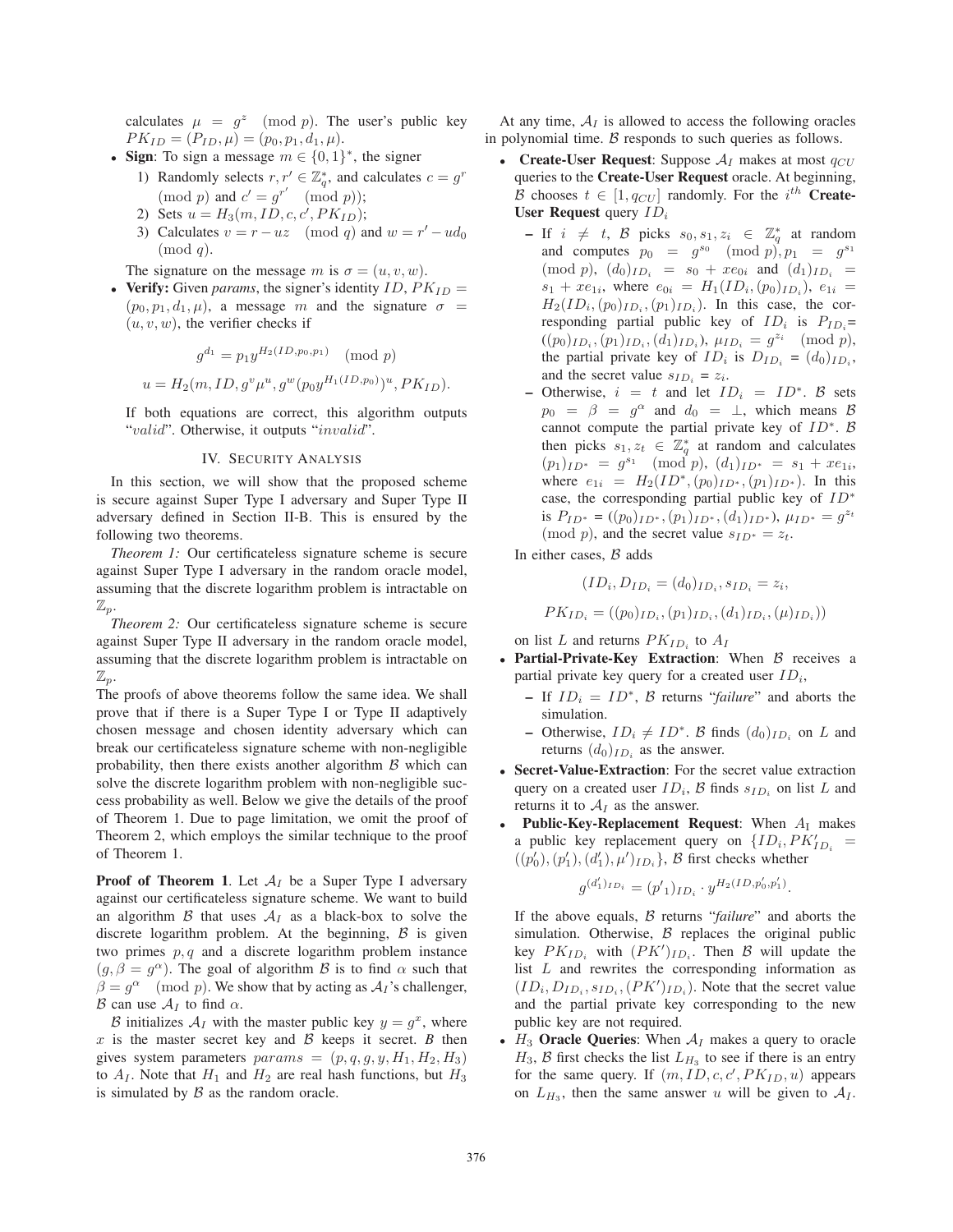calculates $\mu = g^z \pmod p$. The user's public key $PK_{ID} = (P_{ID}, \mu) = (p_0, p_1, d_1, \mu)$.

- **Sign**: To sign a message $m \in \{0,1\}^*$, the signer
  1) Randomly selects $r, r' \in \mathbb{Z}_q^*$, and calculates $c = g^r \pmod p$ and $c' = g^{r'} \pmod p$);
  2) Sets $u = H_3(m, ID, c, c', PK_{ID})$;
  3) Calculates $v = r - uz \pmod q$ and $w = r' - ud_0 \pmod q$.

  The signature on the message $m$ is $\sigma = (u, v, w)$.
- **Verify:** Given *params*, the signer's identity $ID$, $PK_{ID} = (p_0, p_1, d_1, \mu)$, a message $m$ and the signature $\sigma = (u, v, w)$, the verifier checks if

$$g^{d_1} = p_1 y^{H_2(ID, p_0, p_1)} \pmod p$$

$$u = H_2(m, ID, g^v \mu^u, g^w (p_0 y^{H_1(ID, p_0)})^u, PK_{ID}).$$

  If both equations are correct, this algorithm outputs "*valid*". Otherwise, it outputs "*invalid*".

## IV. Security Analysis

In this section, we will show that the proposed scheme is secure against Super Type I adversary and Super Type II adversary defined in Section II-B. This is ensured by the following two theorems.

*Theorem 1:* Our certificateless signature scheme is secure against Super Type I adversary in the random oracle model, assuming that the discrete logarithm problem is intractable on $\mathbb{Z}_p$.

*Theorem 2:* Our certificateless signature scheme is secure against Super Type II adversary in the random oracle model, assuming that the discrete logarithm problem is intractable on $\mathbb{Z}_p$.

The proofs of above theorems follow the same idea. We shall prove that if there is a Super Type I or Type II adaptively chosen message and chosen identity adversary which can break our certificateless signature scheme with non-negligible probability, then there exists another algorithm $\mathcal{B}$ which can solve the discrete logarithm problem with non-negligible success probability as well. Below we give the details of the proof of Theorem 1. Due to page limitation, we omit the proof of Theorem 2, which employs the similar technique to the proof of Theorem 1.

**Proof of Theorem 1**. Let $\mathcal{A}_I$ be a Super Type I adversary against our certificateless signature scheme. We want to build an algorithm $\mathcal{B}$ that uses $\mathcal{A}_I$ as a black-box to solve the discrete logarithm problem. At the beginning, $\mathcal{B}$ is given two primes $p, q$ and a discrete logarithm problem instance $(g, \beta = g^\alpha)$. The goal of algorithm $\mathcal{B}$ is to find $\alpha$ such that $\beta = g^\alpha \pmod p$. We show that by acting as $\mathcal{A}_I$'s challenger, $\mathcal{B}$ can use $\mathcal{A}_I$ to find $\alpha$.

$\mathcal{B}$ initializes $\mathcal{A}_I$ with the master public key $y = g^x$, where $x$ is the master secret key and $\mathcal{B}$ keeps it secret. $\mathcal{B}$ then gives system parameters $params = (p, q, g, y, H_1, H_2, H_3)$ to $A_I$. Note that $H_1$ and $H_2$ are real hash functions, but $H_3$ is simulated by $\mathcal{B}$ as the random oracle.

At any time, $\mathcal{A}_I$ is allowed to access the following oracles in polynomial time. $\mathcal{B}$ responds to such queries as follows.

- **Create-User Request**: Suppose $\mathcal{A}_I$ makes at most $q_{CU}$ queries to the **Create-User Request** oracle. At beginning, $\mathcal{B}$ chooses $t \in [1, q_{CU}]$ randomly. For the $i^{th}$ **Create-User Request** query $ID_i$
  - If $i \neq t$, $\mathcal{B}$ picks $s_0, s_1, z_i \in \mathbb{Z}_q^*$ at random and computes $p_0 = g^{s_0} \pmod p, p_1 = g^{s_1} \pmod p$, $(d_0)_{ID_i} = s_0 + xe_{0i}$ and $(d_1)_{ID_i} = s_1 + xe_{1i}$, where $e_{0i} = H_1(ID_i, (p_0)_{ID_i})$, $e_{1i} = H_2(ID_i, (p_0)_{ID_i}, (p_1)_{ID_i})$. In this case, the corresponding partial public key of $ID_i$ is $P_{ID_i}$= $((p_0)_{ID_i}, (p_1)_{ID_i}, (d_1)_{ID_i})$, $\mu_{ID_i} = g^{z_i} \pmod p$, the partial private key of $ID_i$ is $D_{ID_i}$ = $(d_0)_{ID_i}$, and the secret value $s_{ID_i}$ = $z_i$.
  - Otherwise, $i = t$ and let $ID_i = ID^*$. $\mathcal{B}$ sets $p_0 = \beta = g^\alpha$ and $d_0 = \perp$, which means $\mathcal{B}$ cannot compute the partial private key of $ID^*$. $\mathcal{B}$ then picks $s_1, z_t \in \mathbb{Z}_q^*$ at random and calculates $(p_1)_{ID^*} = g^{s_1} \pmod p$, $(d_1)_{ID^*} = s_1 + xe_{1i}$, where $e_{1i} = H_2(ID^*, (p_0)_{ID^*}, (p_1)_{ID^*})$. In this case, the corresponding partial public key of $ID^*$ is $P_{ID^*}$ = $((p_0)_{ID^*}, (p_1)_{ID^*}, (d_1)_{ID^*})$, $\mu_{ID^*} = g^{z_t} \pmod p$, and the secret value $s_{ID^*} = z_t$.

  In either cases, $\mathcal{B}$ adds

$$(ID_i, D_{ID_i} = (d_0)_{ID_i}, s_{ID_i} = z_i,$$

$$PK_{ID_i} = ((p_0)_{ID_i}, (p_1)_{ID_i}, (d_1)_{ID_i}, (\mu)_{ID_i}))$$

  on list $L$ and returns $PK_{ID_i}$ to $A_I$
- **Partial-Private-Key Extraction**: When $\mathcal{B}$ receives a partial private key query for a created user $ID_i$,
  - If $ID_i = ID^*$, $\mathcal{B}$ returns "*failure*" and aborts the simulation.
  - Otherwise, $ID_i \neq ID^*$. $\mathcal{B}$ finds $(d_0)_{ID_i}$ on $L$ and returns $(d_0)_{ID_i}$ as the answer.
- **Secret-Value-Extraction**: For the secret value extraction query on a created user $ID_i$, $\mathcal{B}$ finds $s_{ID_i}$ on list $L$ and returns it to $\mathcal{A}_I$ as the answer.
- **Public-Key-Replacement Request**: When $A_I$ makes a public key replacement query on $\{ID_i, PK'_{ID_i} = ((p'_0), (p'_1), (d'_1), \mu')_{ID_i}\}$, $\mathcal{B}$ first checks whether

$$g^{(d'_1)_{ID_i}} = (p'_1)_{ID_i} \cdot y^{H_2(ID, p'_0, p'_1)}.$$

  If the above equals, $\mathcal{B}$ returns "*failure*" and aborts the simulation. Otherwise, $\mathcal{B}$ replaces the original public key $PK_{ID_i}$ with $(PK')_{ID_i}$. Then $\mathcal{B}$ will update the list $L$ and rewrites the corresponding information as $(ID_i, D_{ID_i}, s_{ID_i}, (PK')_{ID_i})$. Note that the secret value and the partial private key corresponding to the new public key are not required.
- $H_3$ **Oracle Queries**: When $\mathcal{A}_I$ makes a query to oracle $H_3$, $\mathcal{B}$ first checks the list $L_{H_3}$ to see if there is an entry for the same query. If $(m, ID, c, c', PK_{ID}, u)$ appears on $L_{H_3}$, then the same answer $u$ will be given to $\mathcal{A}_I$.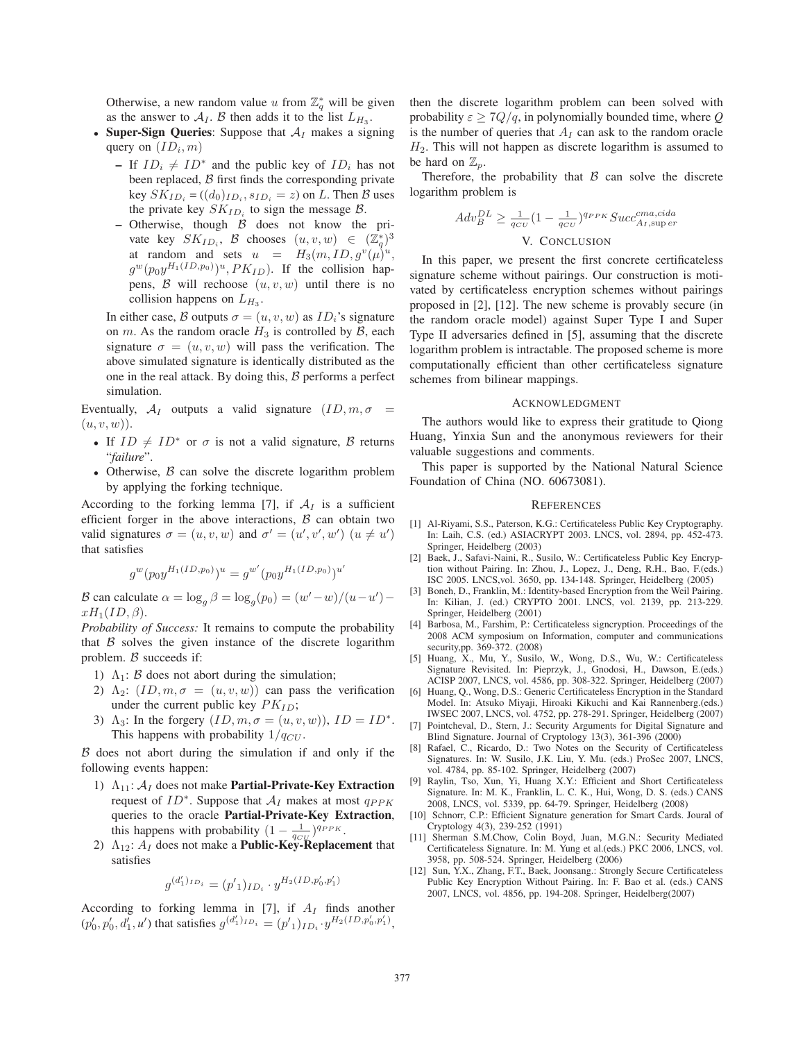Otherwise, a new random value $u$ from $\mathbb{Z}_q^*$ will be given as the answer to $\mathcal{A}_I$. $\mathcal{B}$ then adds it to the list $L_{H_3}$.

- **Super-Sign Queries**: Suppose that $\mathcal{A}_I$ makes a signing query on $(ID_i, m)$
  - If $ID_i \neq ID^*$ and the public key of $ID_i$ has not been replaced, $\mathcal{B}$ first finds the corresponding private key $SK_{ID_i} = ((d_0)_{ID_i}, s_{ID_i} = z)$ on $L$. Then $\mathcal{B}$ uses the private key $SK_{ID_i}$ to sign the message $\mathcal{B}$.
  - Otherwise, though $\mathcal{B}$ does not know the private key $SK_{ID_i}$, $\mathcal{B}$ chooses $(u, v, w) \in (\mathbb{Z}_q^*)^3$ at random and sets $u = H_3(m, ID, g^v(\mu)^u, g^w(p_0 y^{H_1(ID,p_0)})^u, PK_{ID})$. If the collision happens, $\mathcal{B}$ will rechoose $(u, v, w)$ until there is no collision happens on $L_{H_3}$.

  In either case, $\mathcal{B}$ outputs $\sigma = (u, v, w)$ as $ID_i$'s signature on $m$. As the random oracle $H_3$ is controlled by $\mathcal{B}$, each signature $\sigma = (u, v, w)$ will pass the verification. The above simulated signature is identically distributed as the one in the real attack. By doing this, $\mathcal{B}$ performs a perfect simulation.

Eventually, $\mathcal{A}_I$ outputs a valid signature $(ID, m, \sigma = (u, v, w))$.

- If $ID \neq ID^*$ or $\sigma$ is not a valid signature, $\mathcal{B}$ returns "*failure*".
- Otherwise, $\mathcal{B}$ can solve the discrete logarithm problem by applying the forking technique.

According to the forking lemma [7], if $\mathcal{A}_I$ is a sufficient efficient forger in the above interactions, $\mathcal{B}$ can obtain two valid signatures $\sigma = (u, v, w)$ and $\sigma' = (u', v', w')$ $(u \neq u')$ that satisfies

$$g^w(p_0 y^{H_1(ID,p_0)})^u = g^{w'}(p_0 y^{H_1(ID,p_0)})^{u'}$$

$\mathcal{B}$ can calculate $\alpha = \log_g \beta = \log_g(p_0) = (w' - w)/(u - u') - xH_1(ID, \beta)$.

*Probability of Success:* It remains to compute the probability that $\mathcal{B}$ solves the given instance of the discrete logarithm problem. $\mathcal{B}$ succeeds if:

1) $\Lambda_1$: $\mathcal{B}$ does not abort during the simulation;
2) $\Lambda_2$: $(ID, m, \sigma = (u, v, w))$ can pass the verification under the current public key $PK_{ID}$;
3) $\Lambda_3$: In the forgery $(ID, m, \sigma = (u, v, w))$, $ID = ID^*$. This happens with probability $1/q_{CU}$.

$\mathcal{B}$ does not abort during the simulation if and only if the following events happen:

1) $\Lambda_{11}$: $\mathcal{A}_I$ does not make **Partial-Private-Key Extraction** request of $ID^*$. Suppose that $\mathcal{A}_I$ makes at most $q_{PPK}$ queries to the oracle **Partial-Private-Key Extraction**, this happens with probability $(1 - \frac{1}{q_{CU}})^{q_{PPK}}$.
2) $\Lambda_{12}$: $\mathcal{A}_I$ does not make a **Public-Key-Replacement** that satisfies

$$g^{(d_1')_{ID_i}} = (p'_1)_{ID_i} \cdot y^{H_2(ID, p_0', p_1')}$$

According to forking lemma in [7], if $A_I$ finds another $(p_0', p_0', d_1', u')$ that satisfies $g^{(d_1')_{ID_i}} = (p'_1)_{ID_i} \cdot y^{H_2(ID, p_0', p_1')}$, then the discrete logarithm problem can been solved with probability $\varepsilon \geq 7Q/q$, in polynomially bounded time, where $Q$ is the number of queries that $A_I$ can ask to the random oracle $H_2$. This will not happen as discrete logarithm is assumed to be hard on $\mathbb{Z}_p$.

Therefore, the probability that $\mathcal{B}$ can solve the discrete logarithm problem is

$$Adv_B^{DL} \geq \tfrac{1}{q_{CU}}(1 - \tfrac{1}{q_{CU}})^{q_{PPK}} Succ_{A_I, \sup er}^{cma,cida}$$

## V. Conclusion

In this paper, we present the first concrete certificateless signature scheme without pairings. Our construction is motivated by certificateless encryption schemes without pairings proposed in [2], [12]. The new scheme is provably secure (in the random oracle model) against Super Type I and Super Type II adversaries defined in [5], assuming that the discrete logarithm problem is intractable. The proposed scheme is more computationally efficient than other certificateless signature schemes from bilinear mappings.

## Acknowledgment

The authors would like to express their gratitude to Qiong Huang, Yinxia Sun and the anonymous reviewers for their valuable suggestions and comments.

This paper is supported by the National Natural Science Foundation of China (NO. 60673081).

## References

[1] Al-Riyami, S.S., Paterson, K.G.: Certificateless Public Key Cryptography. In: Laih, C.S. (ed.) ASIACRYPT 2003. LNCS, vol. 2894, pp. 452-473. Springer, Heidelberg (2003)

[2] Baek, J., Safavi-Naini, R., Susilo, W.: Certificateless Public Key Encryption without Pairing. In: Zhou, J., Lopez, J., Deng, R.H., Bao, F.(eds.) ISC 2005. LNCS,vol. 3650, pp. 134-148. Springer, Heidelberg (2005)

[3] Boneh, D., Franklin, M.: Identity-based Encryption from the Weil Pairing. In: Kilian, J. (ed.) CRYPTO 2001. LNCS, vol. 2139, pp. 213-229. Springer, Heidelberg (2001)

[4] Barbosa, M., Farshim, P.: Certificateless signcryption. Proceedings of the 2008 ACM symposium on Information, computer and communications security,pp. 369-372. (2008)

[5] Huang, X., Mu, Y., Susilo, W., Wong, D.S., Wu, W.: Certificateless Signature Revisited. In: Pieprzyk, J., Gnodosi, H., Dawson, E.(eds.) ACISP 2007, LNCS, vol. 4586, pp. 308-322. Springer, Heidelberg (2007)

[6] Huang, Q., Wong, D.S.: Generic Certificateless Encryption in the Standard Model. In: Atsuko Miyaji, Hiroaki Kikuchi and Kai Rannenberg.(eds.) IWSEC 2007, LNCS, vol. 4752, pp. 278-291. Springer, Heidelberg (2007)

[7] Pointcheval, D., Stern, J.: Security Arguments for Digital Signature and Blind Signature. Journal of Cryptology 13(3), 361-396 (2000)

[8] Rafael, C., Ricardo, D.: Two Notes on the Security of Certificateless Signatures. In: W. Susilo, J.K. Liu, Y. Mu. (eds.) ProSec 2007, LNCS, vol. 4784, pp. 85-102. Springer, Heidelberg (2007)

[9] Raylin, Tso, Xun, Yi, Huang X.Y.: Efficient and Short Certificateless Signature. In: M. K., Franklin, L. C. K., Hui, Wong, D. S. (eds.) CANS 2008, LNCS, vol. 5339, pp. 64-79. Springer, Heidelberg (2008)

[10] Schnorr, C.P.: Efficient Signature generation for Smart Cards. Journal of Cryptology 4(3), 239-252 (1991)

[11] Sherman S.M.Chow, Colin Boyd, Juan, M.G.N.: Security Mediated Certificateless Signature. In: M. Yung et al.(eds.) PKC 2006, LNCS, vol. 3958, pp. 508-524. Springer, Heidelberg (2006)

[12] Sun, Y.X., Zhang, F.T., Baek, Joonsang.: Strongly Secure Certificateless Public Key Encryption Without Pairing. In: F. Bao et al. (eds.) CANS 2007, LNCS, vol. 4856, pp. 194-208. Springer, Heidelberg(2007)